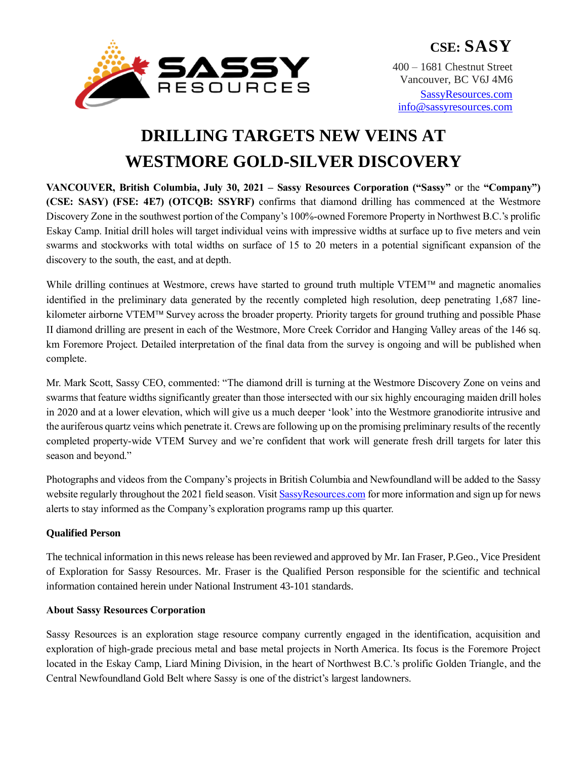**CSE: SASY**

400 – 1681 Chestnut Street
Vancouver, BC V6J 4M6
SassyResources.com
info@sassyresources.com

# DRILLING TARGETS NEW VEINS AT WESTMORE GOLD-SILVER DISCOVERY

**VANCOUVER, British Columbia, July 30, 2021 – Sassy Resources Corporation ("Sassy"** or the **"Company") (CSE: SASY) (FSE: 4E7) (OTCQB: SSYRF)** confirms that diamond drilling has commenced at the Westmore Discovery Zone in the southwest portion of the Company's 100%-owned Foremore Property in Northwest B.C.'s prolific Eskay Camp. Initial drill holes will target individual veins with impressive widths at surface up to five meters and vein swarms and stockworks with total widths on surface of 15 to 20 meters in a potential significant expansion of the discovery to the south, the east, and at depth.

While drilling continues at Westmore, crews have started to ground truth multiple VTEM™ and magnetic anomalies identified in the preliminary data generated by the recently completed high resolution, deep penetrating 1,687 line-kilometer airborne VTEM™ Survey across the broader property. Priority targets for ground truthing and possible Phase II diamond drilling are present in each of the Westmore, More Creek Corridor and Hanging Valley areas of the 146 sq. km Foremore Project. Detailed interpretation of the final data from the survey is ongoing and will be published when complete.

Mr. Mark Scott, Sassy CEO, commented: "The diamond drill is turning at the Westmore Discovery Zone on veins and swarms that feature widths significantly greater than those intersected with our six highly encouraging maiden drill holes in 2020 and at a lower elevation, which will give us a much deeper 'look' into the Westmore granodiorite intrusive and the auriferous quartz veins which penetrate it. Crews are following up on the promising preliminary results of the recently completed property-wide VTEM Survey and we're confident that work will generate fresh drill targets for later this season and beyond."

Photographs and videos from the Company's projects in British Columbia and Newfoundland will be added to the Sassy website regularly throughout the 2021 field season. Visit SassyResources.com for more information and sign up for news alerts to stay informed as the Company's exploration programs ramp up this quarter.

**Qualified Person**

The technical information in this news release has been reviewed and approved by Mr. Ian Fraser, P.Geo., Vice President of Exploration for Sassy Resources. Mr. Fraser is the Qualified Person responsible for the scientific and technical information contained herein under National Instrument 43-101 standards.

**About Sassy Resources Corporation**

Sassy Resources is an exploration stage resource company currently engaged in the identification, acquisition and exploration of high-grade precious metal and base metal projects in North America. Its focus is the Foremore Project located in the Eskay Camp, Liard Mining Division, in the heart of Northwest B.C.'s prolific Golden Triangle, and the Central Newfoundland Gold Belt where Sassy is one of the district's largest landowners.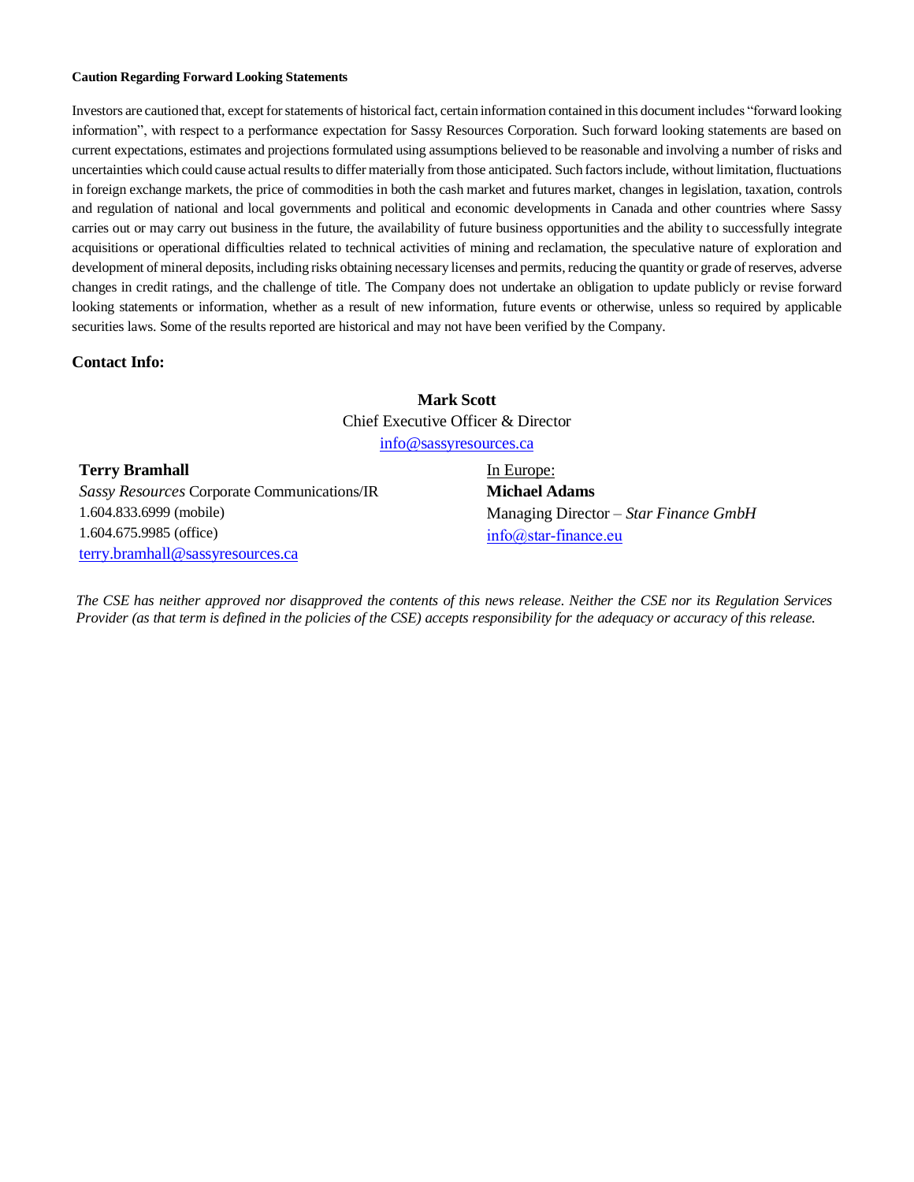**Caution Regarding Forward Looking Statements**

Investors are cautioned that, except for statements of historical fact, certain information contained in this document includes "forward looking information", with respect to a performance expectation for Sassy Resources Corporation. Such forward looking statements are based on current expectations, estimates and projections formulated using assumptions believed to be reasonable and involving a number of risks and uncertainties which could cause actual results to differ materially from those anticipated. Such factors include, without limitation, fluctuations in foreign exchange markets, the price of commodities in both the cash market and futures market, changes in legislation, taxation, controls and regulation of national and local governments and political and economic developments in Canada and other countries where Sassy carries out or may carry out business in the future, the availability of future business opportunities and the ability to successfully integrate acquisitions or operational difficulties related to technical activities of mining and reclamation, the speculative nature of exploration and development of mineral deposits, including risks obtaining necessary licenses and permits, reducing the quantity or grade of reserves, adverse changes in credit ratings, and the challenge of title. The Company does not undertake an obligation to update publicly or revise forward looking statements or information, whether as a result of new information, future events or otherwise, unless so required by applicable securities laws. Some of the results reported are historical and may not have been verified by the Company.

**Contact Info:**

**Mark Scott**
Chief Executive Officer & Director
info@sassyresources.ca

**Terry Bramhall**
*Sassy Resources* Corporate Communications/IR
1.604.833.6999 (mobile)
1.604.675.9985 (office)
terry.bramhall@sassyresources.ca

In Europe:
**Michael Adams**
Managing Director – *Star Finance GmbH*
info@star-finance.eu

*The CSE has neither approved nor disapproved the contents of this news release. Neither the CSE nor its Regulation Services Provider (as that term is defined in the policies of the CSE) accepts responsibility for the adequacy or accuracy of this release.*